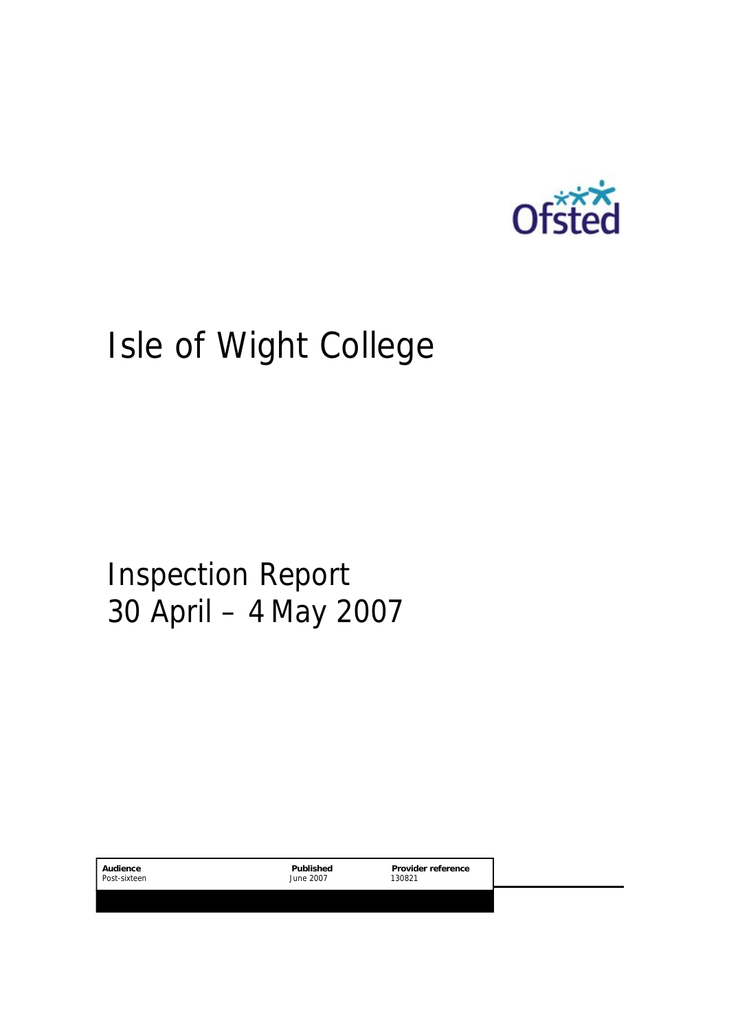Ofsted

# Isle of Wight College

## Inspection Report
## 30 April – 4 May 2007

| Audience | Published | Provider reference |
|---|---|---|
| Post-sixteen | June 2007 | 130821 |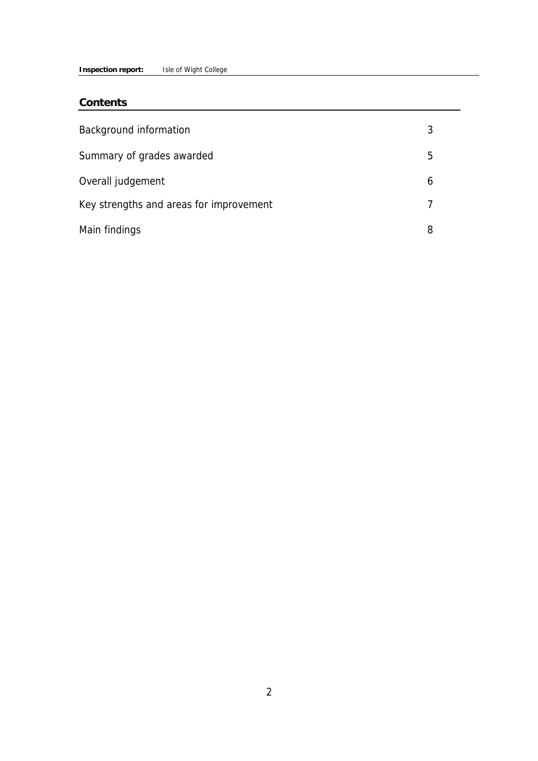## Contents

| | |
|---|---|
| Background information | 3 |
| Summary of grades awarded | 5 |
| Overall judgement | 6 |
| Key strengths and areas for improvement | 7 |
| Main findings | 8 |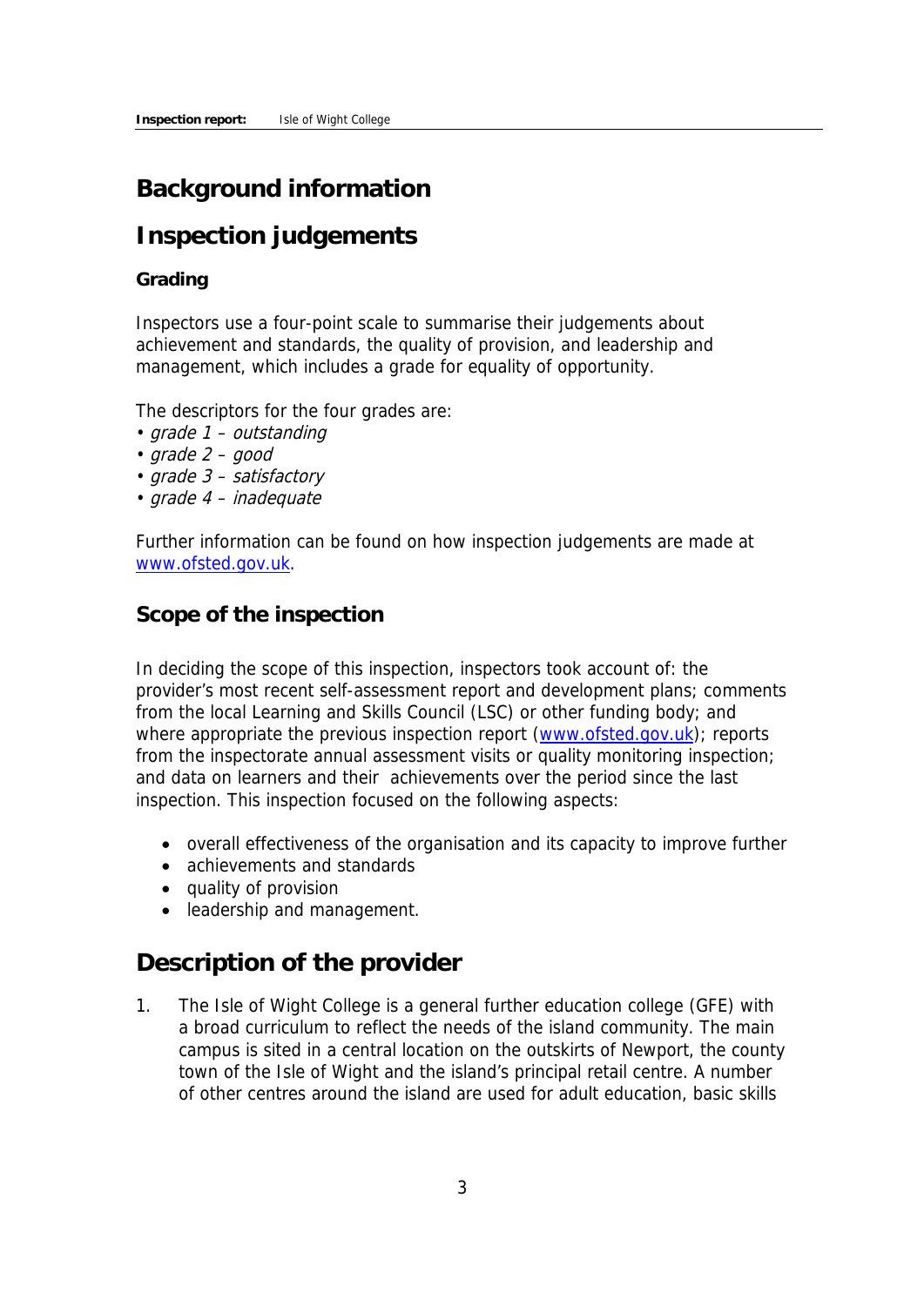# Background information

# Inspection judgements

### Grading

Inspectors use a four-point scale to summarise their judgements about achievement and standards, the quality of provision, and leadership and management, which includes a grade for equality of opportunity.

The descriptors for the four grades are:

- *grade 1 – outstanding*
- *grade 2 – good*
- *grade 3 – satisfactory*
- *grade 4 – inadequate*

Further information can be found on how inspection judgements are made at www.ofsted.gov.uk.

## Scope of the inspection

In deciding the scope of this inspection, inspectors took account of: the provider's most recent self-assessment report and development plans; comments from the local Learning and Skills Council (LSC) or other funding body; and where appropriate the previous inspection report (www.ofsted.gov.uk); reports from the inspectorate annual assessment visits or quality monitoring inspection; and data on learners and their achievements over the period since the last inspection. This inspection focused on the following aspects:

- overall effectiveness of the organisation and its capacity to improve further
- achievements and standards
- quality of provision
- leadership and management.

# Description of the provider

1. The Isle of Wight College is a general further education college (GFE) with a broad curriculum to reflect the needs of the island community. The main campus is sited in a central location on the outskirts of Newport, the county town of the Isle of Wight and the island's principal retail centre. A number of other centres around the island are used for adult education, basic skills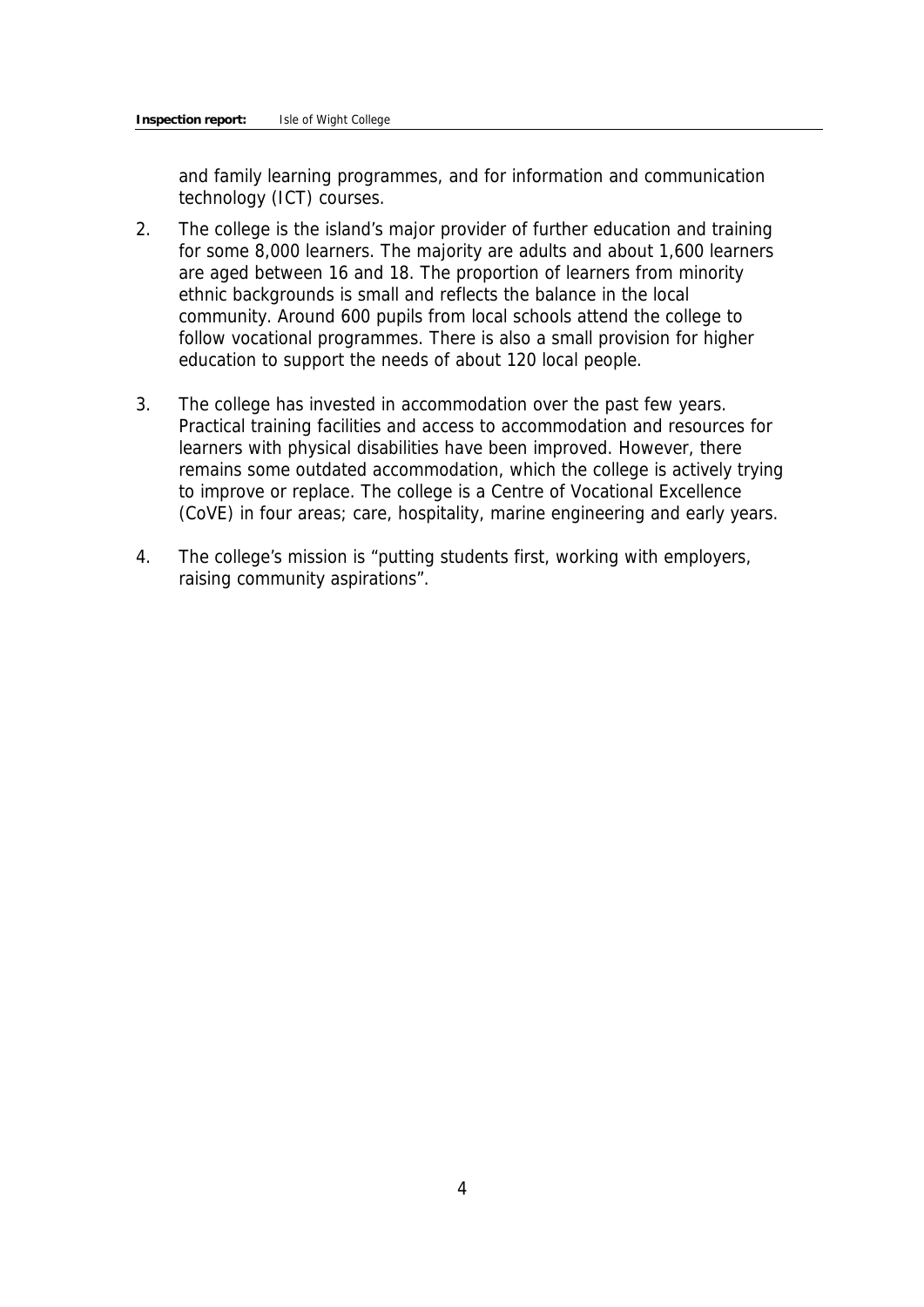and family learning programmes, and for information and communication technology (ICT) courses.

2. The college is the island's major provider of further education and training for some 8,000 learners. The majority are adults and about 1,600 learners are aged between 16 and 18. The proportion of learners from minority ethnic backgrounds is small and reflects the balance in the local community. Around 600 pupils from local schools attend the college to follow vocational programmes. There is also a small provision for higher education to support the needs of about 120 local people.

3. The college has invested in accommodation over the past few years. Practical training facilities and access to accommodation and resources for learners with physical disabilities have been improved. However, there remains some outdated accommodation, which the college is actively trying to improve or replace. The college is a Centre of Vocational Excellence (CoVE) in four areas; care, hospitality, marine engineering and early years.

4. The college's mission is "putting students first, working with employers, raising community aspirations".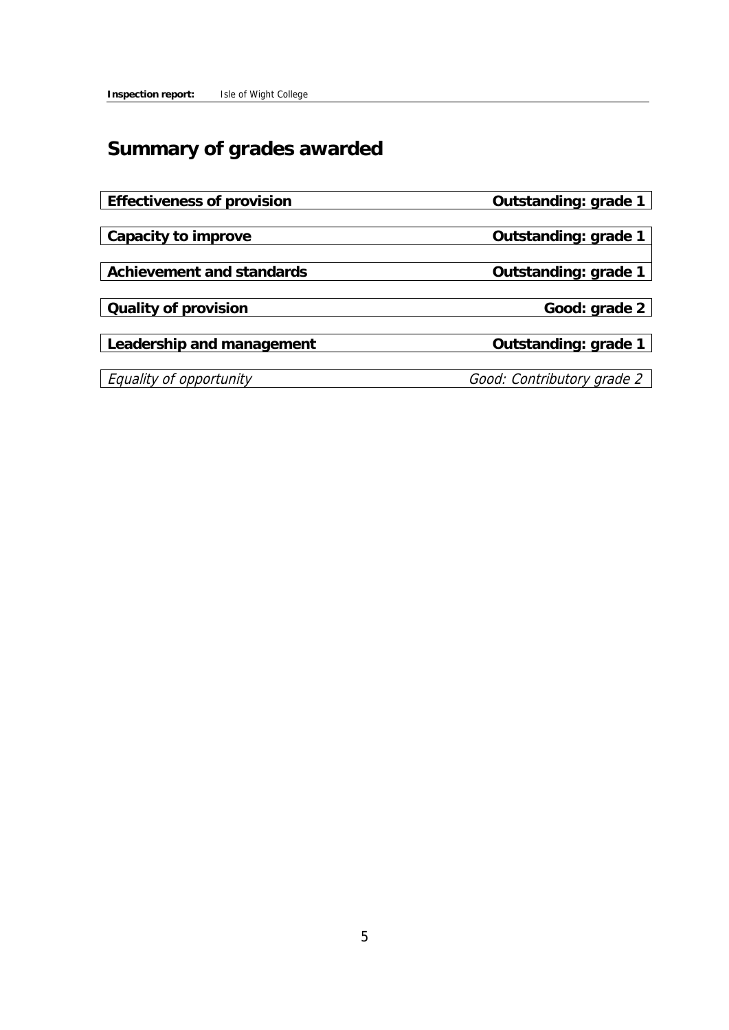# Summary of grades awarded

| | |
|---|---|
| **Effectiveness of provision** | **Outstanding: grade 1** |
| **Capacity to improve** | **Outstanding: grade 1** |
| **Achievement and standards** | **Outstanding: grade 1** |
| **Quality of provision** | **Good: grade 2** |
| **Leadership and management** | **Outstanding: grade 1** |
| *Equality of opportunity* | *Good: Contributory grade 2* |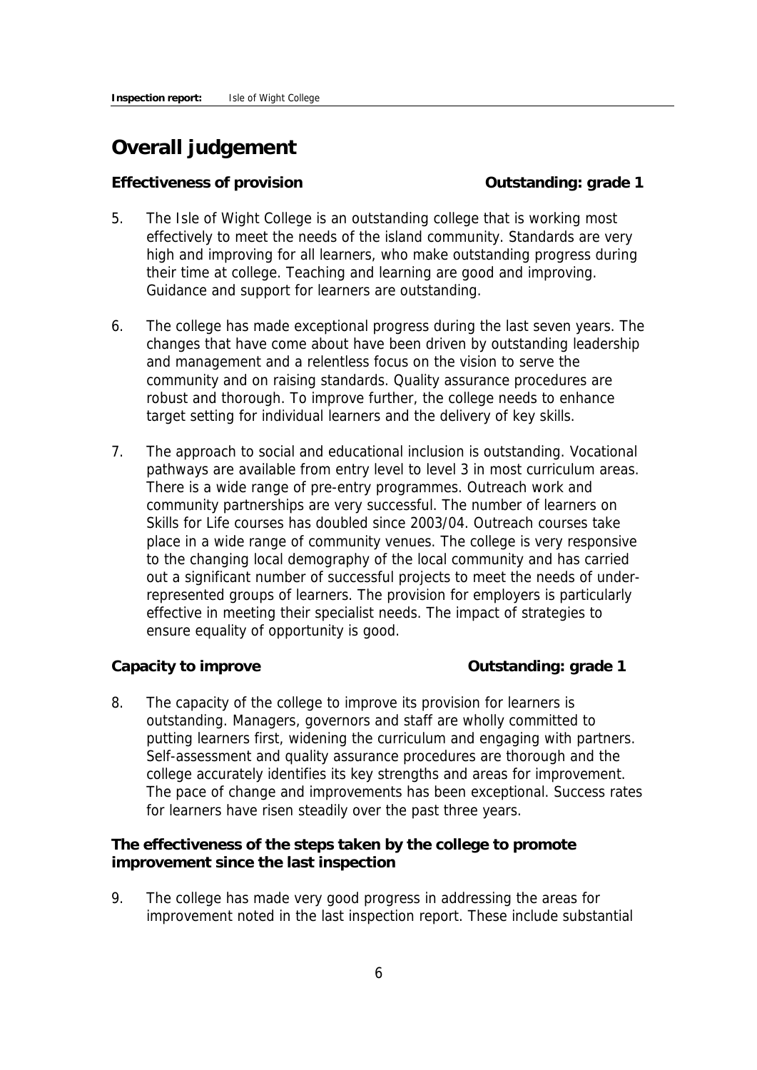## Overall judgement

**Effectiveness of provision** **Outstanding: grade 1**

5. The Isle of Wight College is an outstanding college that is working most effectively to meet the needs of the island community. Standards are very high and improving for all learners, who make outstanding progress during their time at college. Teaching and learning are good and improving. Guidance and support for learners are outstanding.

6. The college has made exceptional progress during the last seven years. The changes that have come about have been driven by outstanding leadership and management and a relentless focus on the vision to serve the community and on raising standards. Quality assurance procedures are robust and thorough. To improve further, the college needs to enhance target setting for individual learners and the delivery of key skills.

7. The approach to social and educational inclusion is outstanding. Vocational pathways are available from entry level to level 3 in most curriculum areas. There is a wide range of pre-entry programmes. Outreach work and community partnerships are very successful. The number of learners on Skills for Life courses has doubled since 2003/04. Outreach courses take place in a wide range of community venues. The college is very responsive to the changing local demography of the local community and has carried out a significant number of successful projects to meet the needs of under-represented groups of learners. The provision for employers is particularly effective in meeting their specialist needs. The impact of strategies to ensure equality of opportunity is good.

**Capacity to improve** **Outstanding: grade 1**

8. The capacity of the college to improve its provision for learners is outstanding. Managers, governors and staff are wholly committed to putting learners first, widening the curriculum and engaging with partners. Self-assessment and quality assurance procedures are thorough and the college accurately identifies its key strengths and areas for improvement. The pace of change and improvements has been exceptional. Success rates for learners have risen steadily over the past three years.

**The effectiveness of the steps taken by the college to promote improvement since the last inspection**

9. The college has made very good progress in addressing the areas for improvement noted in the last inspection report. These include substantial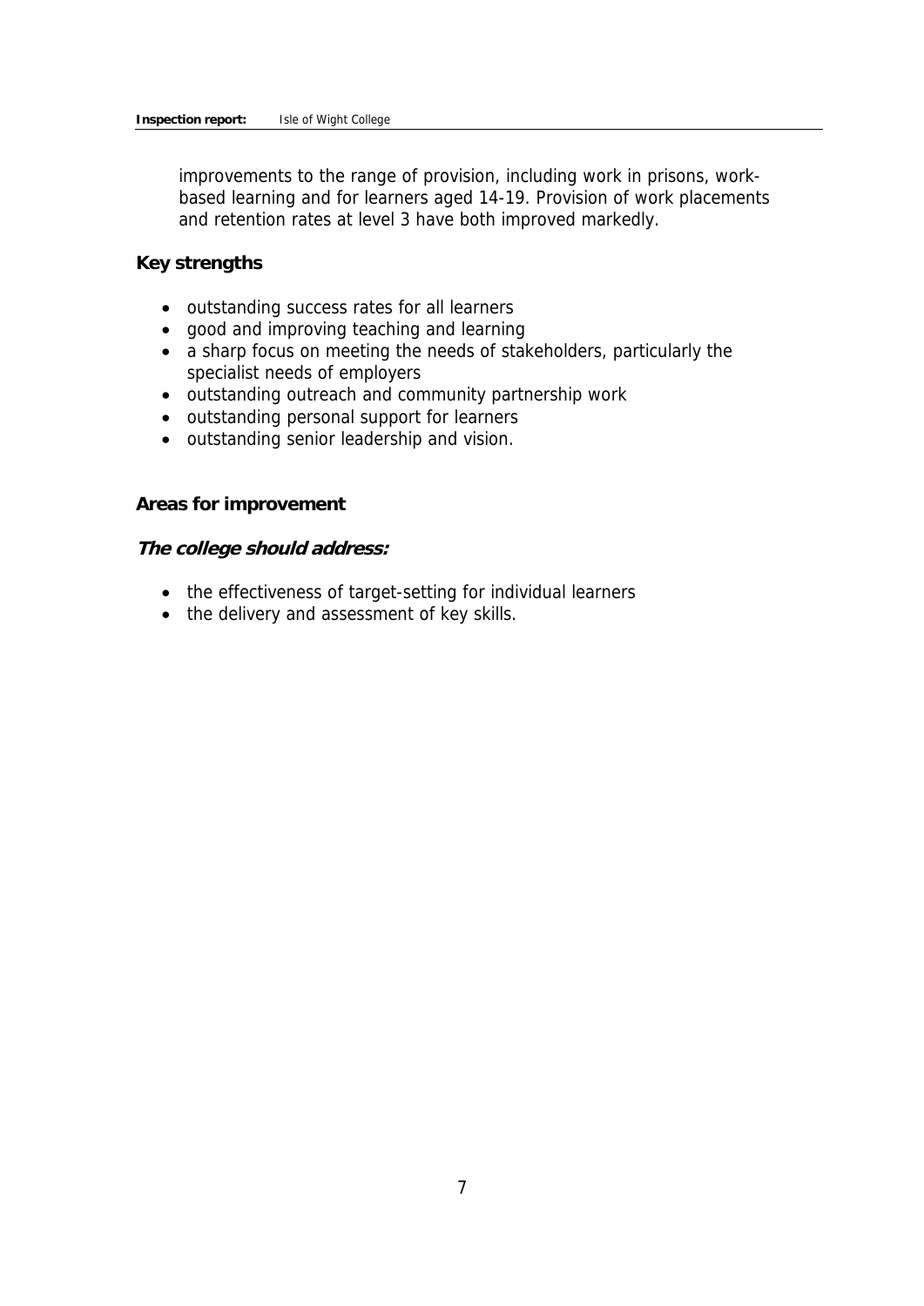improvements to the range of provision, including work in prisons, work-based learning and for learners aged 14-19. Provision of work placements and retention rates at level 3 have both improved markedly.

### Key strengths

- outstanding success rates for all learners
- good and improving teaching and learning
- a sharp focus on meeting the needs of stakeholders, particularly the specialist needs of employers
- outstanding outreach and community partnership work
- outstanding personal support for learners
- outstanding senior leadership and vision.

### Areas for improvement

***The college should address:***

- the effectiveness of target-setting for individual learners
- the delivery and assessment of key skills.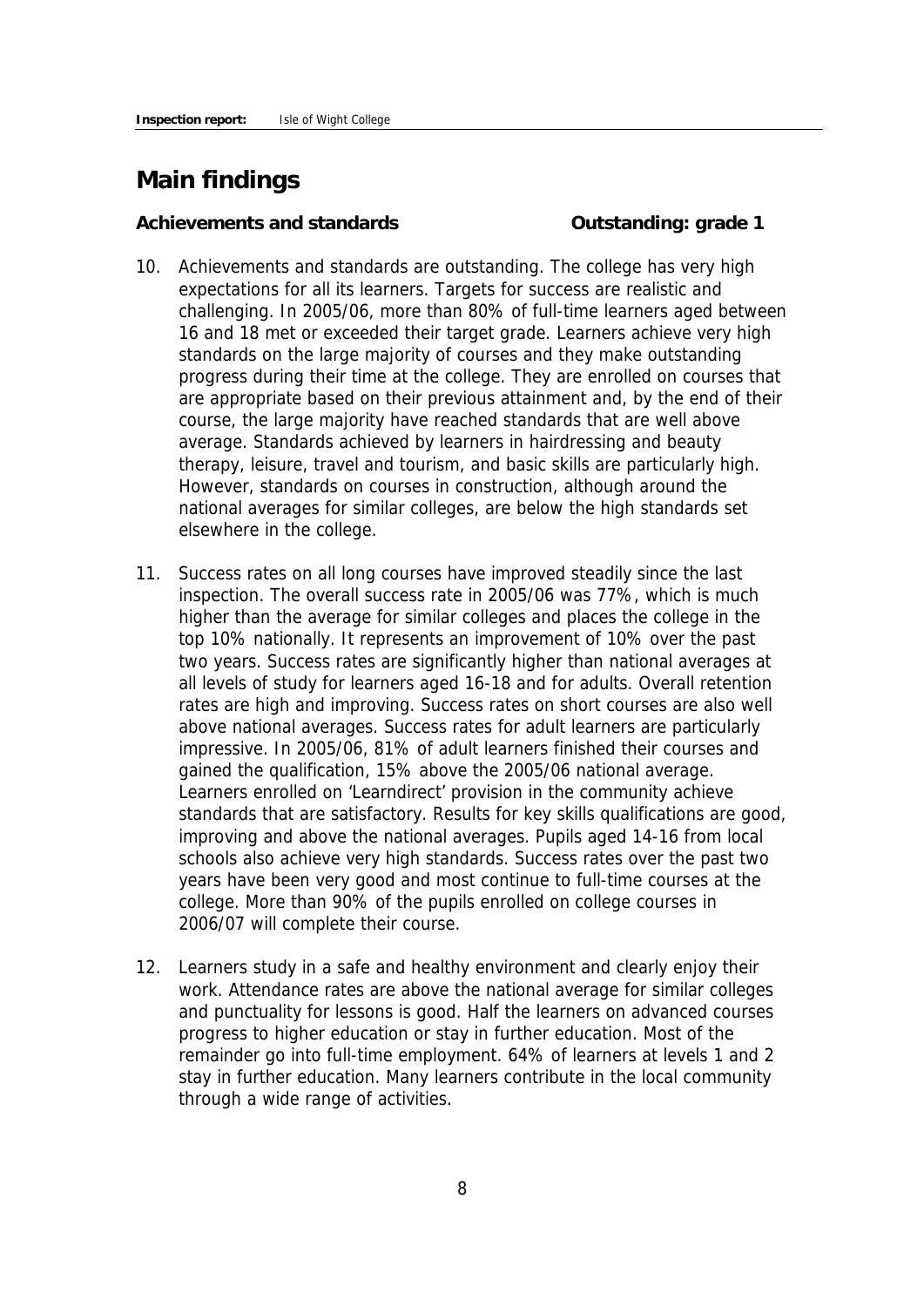## Main findings

**Achievements and standards** **Outstanding: grade 1**

10. Achievements and standards are outstanding. The college has very high expectations for all its learners. Targets for success are realistic and challenging. In 2005/06, more than 80% of full-time learners aged between 16 and 18 met or exceeded their target grade. Learners achieve very high standards on the large majority of courses and they make outstanding progress during their time at the college. They are enrolled on courses that are appropriate based on their previous attainment and, by the end of their course, the large majority have reached standards that are well above average. Standards achieved by learners in hairdressing and beauty therapy, leisure, travel and tourism, and basic skills are particularly high. However, standards on courses in construction, although around the national averages for similar colleges, are below the high standards set elsewhere in the college.

11. Success rates on all long courses have improved steadily since the last inspection. The overall success rate in 2005/06 was 77%, which is much higher than the average for similar colleges and places the college in the top 10% nationally. It represents an improvement of 10% over the past two years. Success rates are significantly higher than national averages at all levels of study for learners aged 16-18 and for adults. Overall retention rates are high and improving. Success rates on short courses are also well above national averages. Success rates for adult learners are particularly impressive. In 2005/06, 81% of adult learners finished their courses and gained the qualification, 15% above the 2005/06 national average. Learners enrolled on 'Learndirect' provision in the community achieve standards that are satisfactory. Results for key skills qualifications are good, improving and above the national averages. Pupils aged 14-16 from local schools also achieve very high standards. Success rates over the past two years have been very good and most continue to full-time courses at the college. More than 90% of the pupils enrolled on college courses in 2006/07 will complete their course.

12. Learners study in a safe and healthy environment and clearly enjoy their work. Attendance rates are above the national average for similar colleges and punctuality for lessons is good. Half the learners on advanced courses progress to higher education or stay in further education. Most of the remainder go into full-time employment. 64% of learners at levels 1 and 2 stay in further education. Many learners contribute in the local community through a wide range of activities.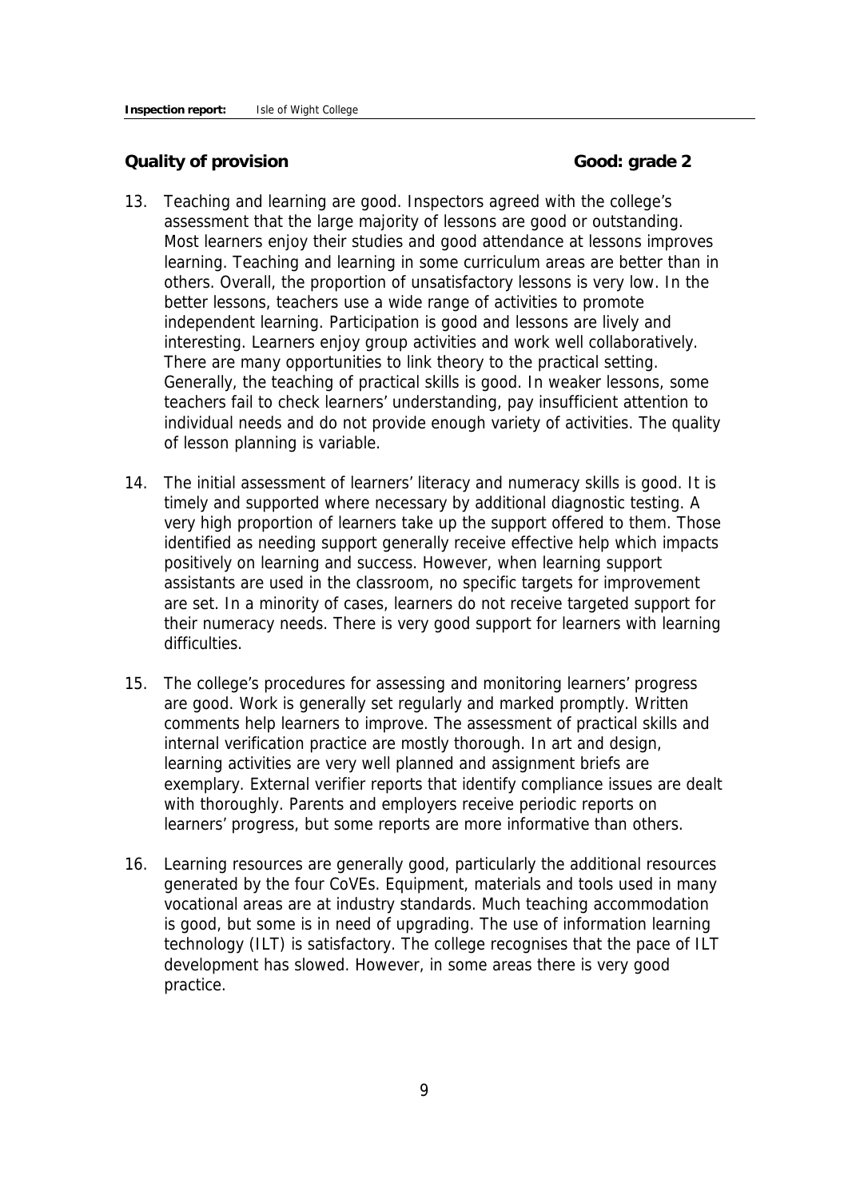**Quality of provision** **Good: grade 2**

13. Teaching and learning are good. Inspectors agreed with the college's assessment that the large majority of lessons are good or outstanding. Most learners enjoy their studies and good attendance at lessons improves learning. Teaching and learning in some curriculum areas are better than in others. Overall, the proportion of unsatisfactory lessons is very low. In the better lessons, teachers use a wide range of activities to promote independent learning. Participation is good and lessons are lively and interesting. Learners enjoy group activities and work well collaboratively. There are many opportunities to link theory to the practical setting. Generally, the teaching of practical skills is good. In weaker lessons, some teachers fail to check learners' understanding, pay insufficient attention to individual needs and do not provide enough variety of activities. The quality of lesson planning is variable.

14. The initial assessment of learners' literacy and numeracy skills is good. It is timely and supported where necessary by additional diagnostic testing. A very high proportion of learners take up the support offered to them. Those identified as needing support generally receive effective help which impacts positively on learning and success. However, when learning support assistants are used in the classroom, no specific targets for improvement are set. In a minority of cases, learners do not receive targeted support for their numeracy needs. There is very good support for learners with learning difficulties.

15. The college's procedures for assessing and monitoring learners' progress are good. Work is generally set regularly and marked promptly. Written comments help learners to improve. The assessment of practical skills and internal verification practice are mostly thorough. In art and design, learning activities are very well planned and assignment briefs are exemplary. External verifier reports that identify compliance issues are dealt with thoroughly. Parents and employers receive periodic reports on learners' progress, but some reports are more informative than others.

16. Learning resources are generally good, particularly the additional resources generated by the four CoVEs. Equipment, materials and tools used in many vocational areas are at industry standards. Much teaching accommodation is good, but some is in need of upgrading. The use of information learning technology (ILT) is satisfactory. The college recognises that the pace of ILT development has slowed. However, in some areas there is very good practice.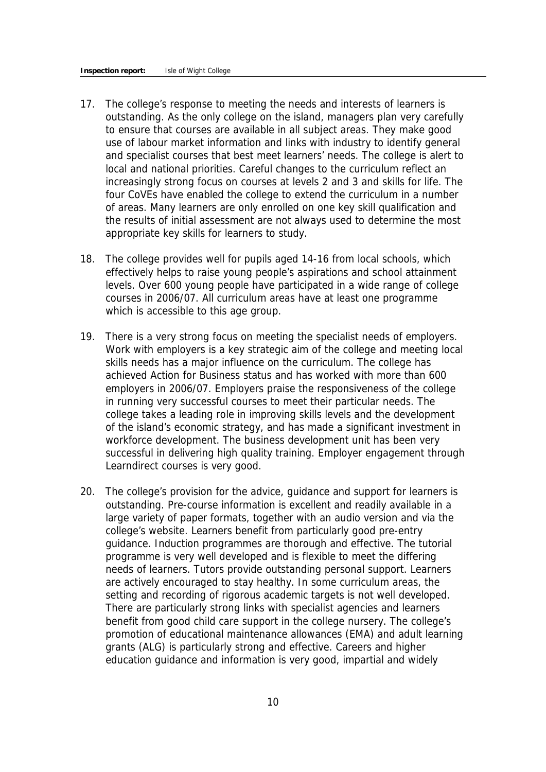17. The college's response to meeting the needs and interests of learners is outstanding. As the only college on the island, managers plan very carefully to ensure that courses are available in all subject areas. They make good use of labour market information and links with industry to identify general and specialist courses that best meet learners' needs. The college is alert to local and national priorities. Careful changes to the curriculum reflect an increasingly strong focus on courses at levels 2 and 3 and skills for life. The four CoVEs have enabled the college to extend the curriculum in a number of areas. Many learners are only enrolled on one key skill qualification and the results of initial assessment are not always used to determine the most appropriate key skills for learners to study.

18. The college provides well for pupils aged 14-16 from local schools, which effectively helps to raise young people's aspirations and school attainment levels. Over 600 young people have participated in a wide range of college courses in 2006/07. All curriculum areas have at least one programme which is accessible to this age group.

19. There is a very strong focus on meeting the specialist needs of employers. Work with employers is a key strategic aim of the college and meeting local skills needs has a major influence on the curriculum. The college has achieved Action for Business status and has worked with more than 600 employers in 2006/07. Employers praise the responsiveness of the college in running very successful courses to meet their particular needs. The college takes a leading role in improving skills levels and the development of the island's economic strategy, and has made a significant investment in workforce development. The business development unit has been very successful in delivering high quality training. Employer engagement through Learndirect courses is very good.

20. The college's provision for the advice, guidance and support for learners is outstanding. Pre-course information is excellent and readily available in a large variety of paper formats, together with an audio version and via the college's website. Learners benefit from particularly good pre-entry guidance. Induction programmes are thorough and effective. The tutorial programme is very well developed and is flexible to meet the differing needs of learners. Tutors provide outstanding personal support. Learners are actively encouraged to stay healthy. In some curriculum areas, the setting and recording of rigorous academic targets is not well developed. There are particularly strong links with specialist agencies and learners benefit from good child care support in the college nursery. The college's promotion of educational maintenance allowances (EMA) and adult learning grants (ALG) is particularly strong and effective. Careers and higher education guidance and information is very good, impartial and widely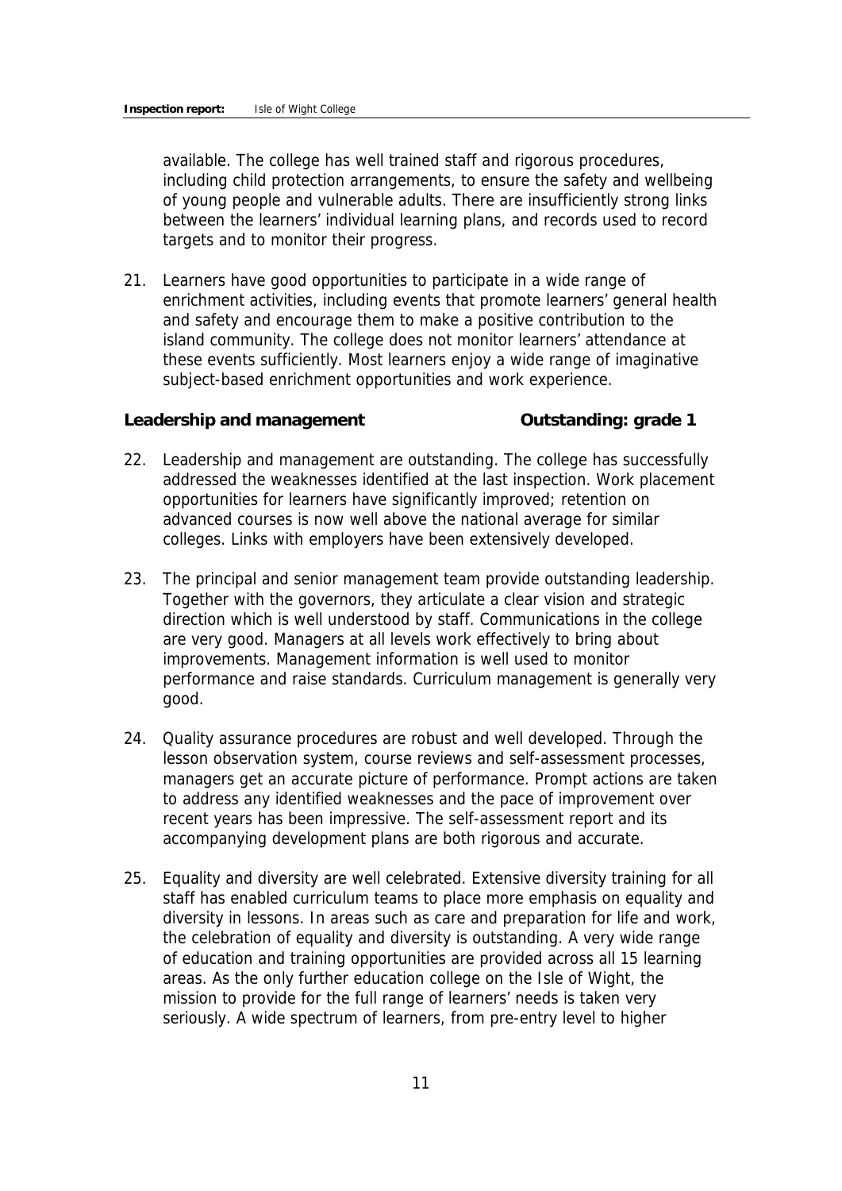available. The college has well trained staff and rigorous procedures, including child protection arrangements, to ensure the safety and wellbeing of young people and vulnerable adults. There are insufficiently strong links between the learners' individual learning plans, and records used to record targets and to monitor their progress.

21. Learners have good opportunities to participate in a wide range of enrichment activities, including events that promote learners' general health and safety and encourage them to make a positive contribution to the island community. The college does not monitor learners' attendance at these events sufficiently. Most learners enjoy a wide range of imaginative subject-based enrichment opportunities and work experience.

**Leadership and management** **Outstanding: grade 1**

22. Leadership and management are outstanding. The college has successfully addressed the weaknesses identified at the last inspection. Work placement opportunities for learners have significantly improved; retention on advanced courses is now well above the national average for similar colleges. Links with employers have been extensively developed.

23. The principal and senior management team provide outstanding leadership. Together with the governors, they articulate a clear vision and strategic direction which is well understood by staff. Communications in the college are very good. Managers at all levels work effectively to bring about improvements. Management information is well used to monitor performance and raise standards. Curriculum management is generally very good.

24. Quality assurance procedures are robust and well developed. Through the lesson observation system, course reviews and self-assessment processes, managers get an accurate picture of performance. Prompt actions are taken to address any identified weaknesses and the pace of improvement over recent years has been impressive. The self-assessment report and its accompanying development plans are both rigorous and accurate.

25. Equality and diversity are well celebrated. Extensive diversity training for all staff has enabled curriculum teams to place more emphasis on equality and diversity in lessons. In areas such as care and preparation for life and work, the celebration of equality and diversity is outstanding. A very wide range of education and training opportunities are provided across all 15 learning areas. As the only further education college on the Isle of Wight, the mission to provide for the full range of learners' needs is taken very seriously. A wide spectrum of learners, from pre-entry level to higher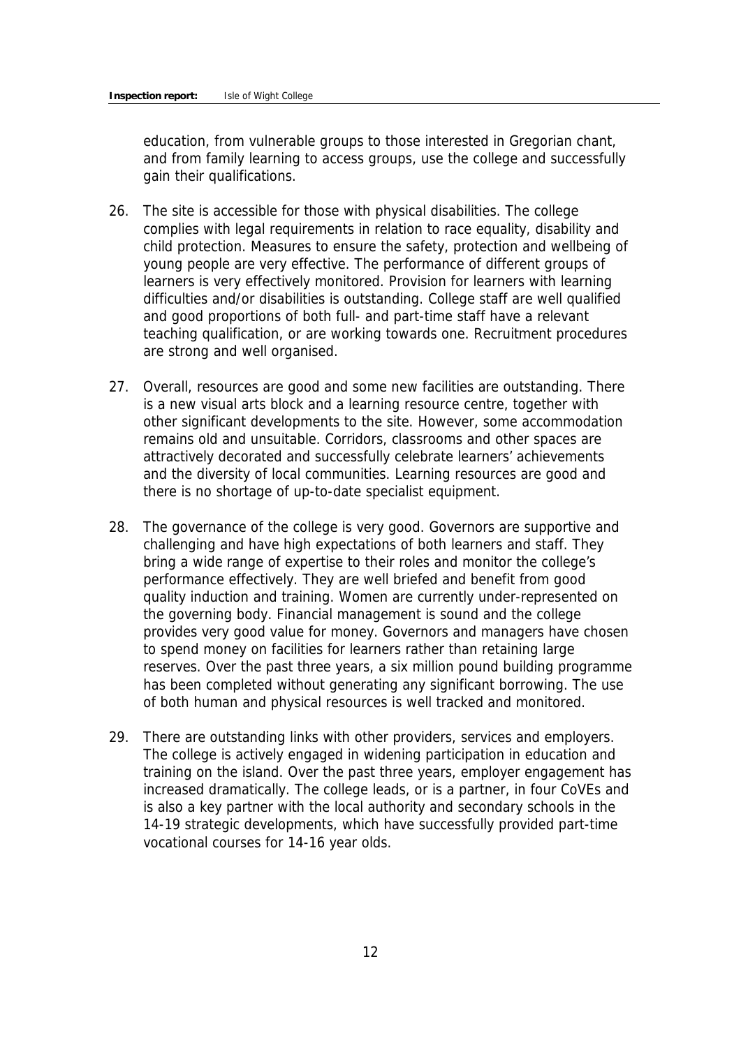education, from vulnerable groups to those interested in Gregorian chant, and from family learning to access groups, use the college and successfully gain their qualifications.

26. The site is accessible for those with physical disabilities. The college complies with legal requirements in relation to race equality, disability and child protection. Measures to ensure the safety, protection and wellbeing of young people are very effective. The performance of different groups of learners is very effectively monitored. Provision for learners with learning difficulties and/or disabilities is outstanding. College staff are well qualified and good proportions of both full- and part-time staff have a relevant teaching qualification, or are working towards one. Recruitment procedures are strong and well organised.

27. Overall, resources are good and some new facilities are outstanding. There is a new visual arts block and a learning resource centre, together with other significant developments to the site. However, some accommodation remains old and unsuitable. Corridors, classrooms and other spaces are attractively decorated and successfully celebrate learners' achievements and the diversity of local communities. Learning resources are good and there is no shortage of up-to-date specialist equipment.

28. The governance of the college is very good. Governors are supportive and challenging and have high expectations of both learners and staff. They bring a wide range of expertise to their roles and monitor the college's performance effectively. They are well briefed and benefit from good quality induction and training. Women are currently under-represented on the governing body. Financial management is sound and the college provides very good value for money. Governors and managers have chosen to spend money on facilities for learners rather than retaining large reserves. Over the past three years, a six million pound building programme has been completed without generating any significant borrowing. The use of both human and physical resources is well tracked and monitored.

29. There are outstanding links with other providers, services and employers. The college is actively engaged in widening participation in education and training on the island. Over the past three years, employer engagement has increased dramatically. The college leads, or is a partner, in four CoVEs and is also a key partner with the local authority and secondary schools in the 14-19 strategic developments, which have successfully provided part-time vocational courses for 14-16 year olds.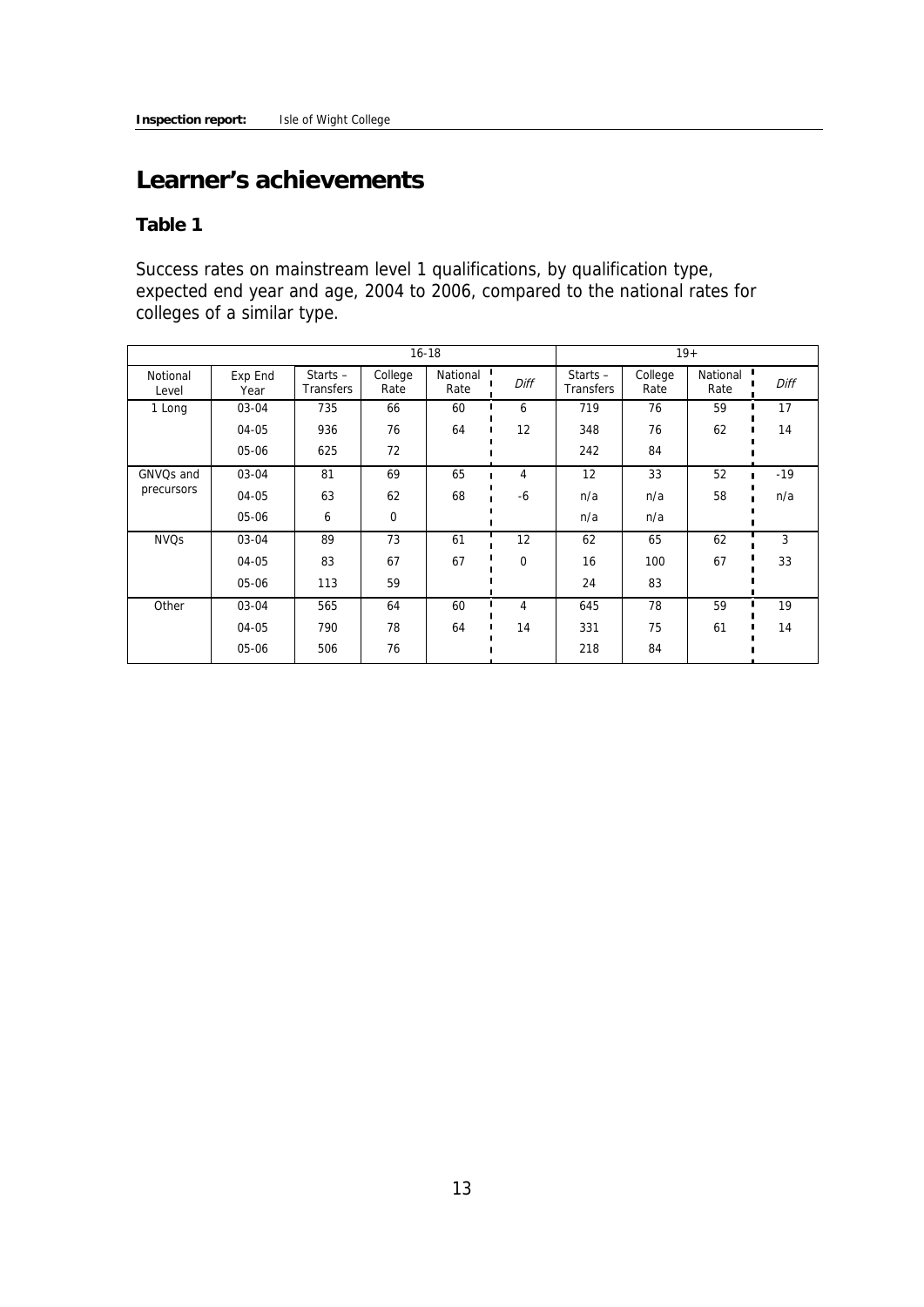# Learner's achievements

## Table 1

Success rates on mainstream level 1 qualifications, by qualification type, expected end year and age, 2004 to 2006, compared to the national rates for colleges of a similar type.

| | | 16-18 | | | | 19+ | | | |
|---|---|---|---|---|---|---|---|---|---|
| Notional Level | Exp End Year | Starts – Transfers | College Rate | National Rate | *Diff* | Starts – Transfers | College Rate | National Rate | *Diff* |
| 1 Long | 03-04 | 735 | 66 | 60 | 6 | 719 | 76 | 59 | 17 |
| | 04-05 | 936 | 76 | 64 | 12 | 348 | 76 | 62 | 14 |
| | 05-06 | 625 | 72 | | | 242 | 84 | | |
| GNVQs and precursors | 03-04 | 81 | 69 | 65 | 4 | 12 | 33 | 52 | -19 |
| | 04-05 | 63 | 62 | 68 | -6 | n/a | n/a | 58 | n/a |
| | 05-06 | 6 | 0 | | | n/a | n/a | | |
| NVQs | 03-04 | 89 | 73 | 61 | 12 | 62 | 65 | 62 | 3 |
| | 04-05 | 83 | 67 | 67 | 0 | 16 | 100 | 67 | 33 |
| | 05-06 | 113 | 59 | | | 24 | 83 | | |
| Other | 03-04 | 565 | 64 | 60 | 4 | 645 | 78 | 59 | 19 |
| | 04-05 | 790 | 78 | 64 | 14 | 331 | 75 | 61 | 14 |
| | 05-06 | 506 | 76 | | | 218 | 84 | | |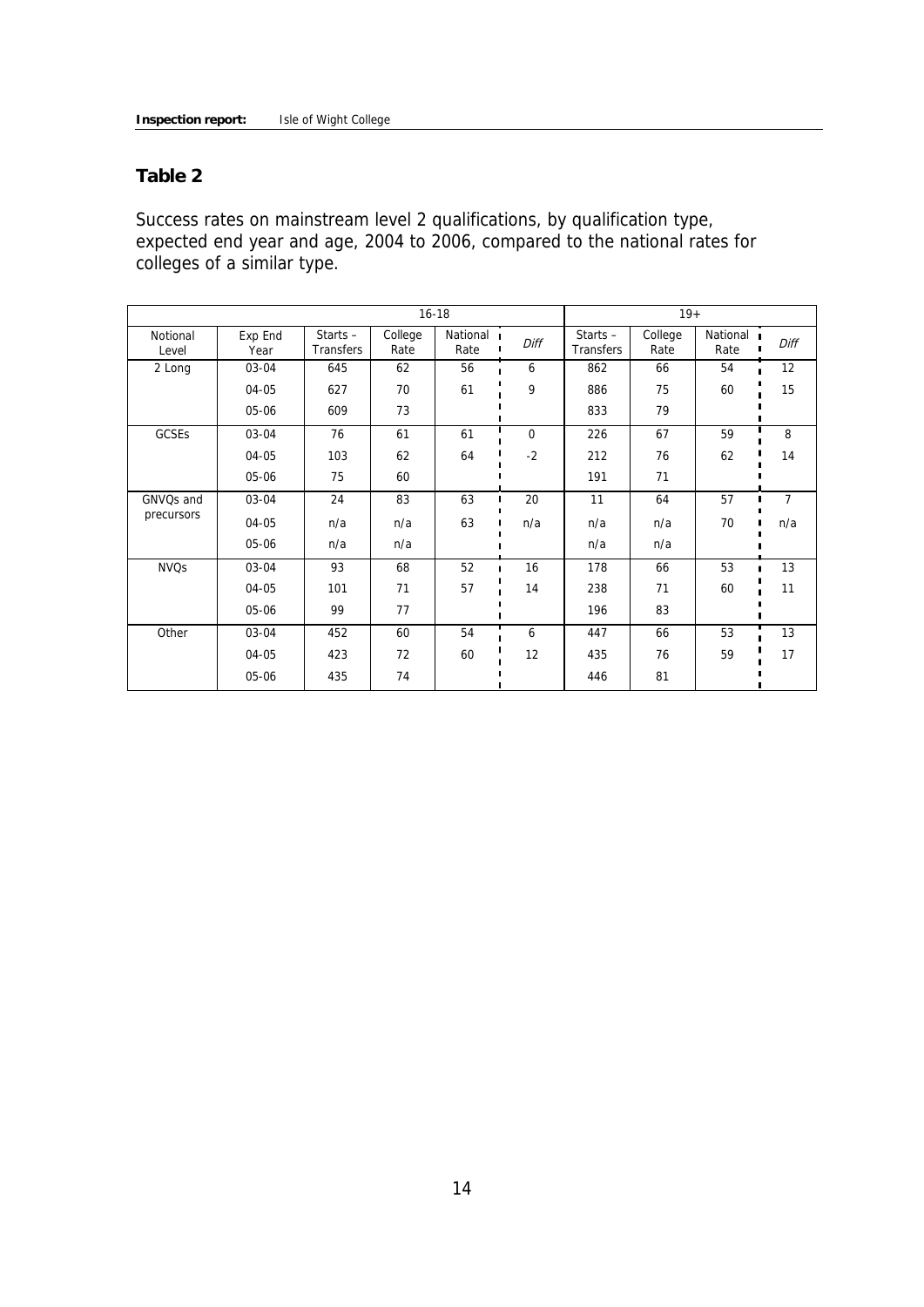## Table 2

Success rates on mainstream level 2 qualifications, by qualification type, expected end year and age, 2004 to 2006, compared to the national rates for colleges of a similar type.

| | | 16-18 | | | | 19+ | | | |
|---|---|---|---|---|---|---|---|---|---|
| Notional Level | Exp End Year | Starts – Transfers | College Rate | National Rate | Diff | Starts – Transfers | College Rate | National Rate | Diff |
| 2 Long | 03-04 | 645 | 62 | 56 | 6 | 862 | 66 | 54 | 12 |
| | 04-05 | 627 | 70 | 61 | 9 | 886 | 75 | 60 | 15 |
| | 05-06 | 609 | 73 | | | 833 | 79 | | |
| GCSEs | 03-04 | 76 | 61 | 61 | 0 | 226 | 67 | 59 | 8 |
| | 04-05 | 103 | 62 | 64 | -2 | 212 | 76 | 62 | 14 |
| | 05-06 | 75 | 60 | | | 191 | 71 | | |
| GNVQs and precursors | 03-04 | 24 | 83 | 63 | 20 | 11 | 64 | 57 | 7 |
| | 04-05 | n/a | n/a | 63 | n/a | n/a | n/a | 70 | n/a |
| | 05-06 | n/a | n/a | | | n/a | n/a | | |
| NVQs | 03-04 | 93 | 68 | 52 | 16 | 178 | 66 | 53 | 13 |
| | 04-05 | 101 | 71 | 57 | 14 | 238 | 71 | 60 | 11 |
| | 05-06 | 99 | 77 | | | 196 | 83 | | |
| Other | 03-04 | 452 | 60 | 54 | 6 | 447 | 66 | 53 | 13 |
| | 04-05 | 423 | 72 | 60 | 12 | 435 | 76 | 59 | 17 |
| | 05-06 | 435 | 74 | | | 446 | 81 | | |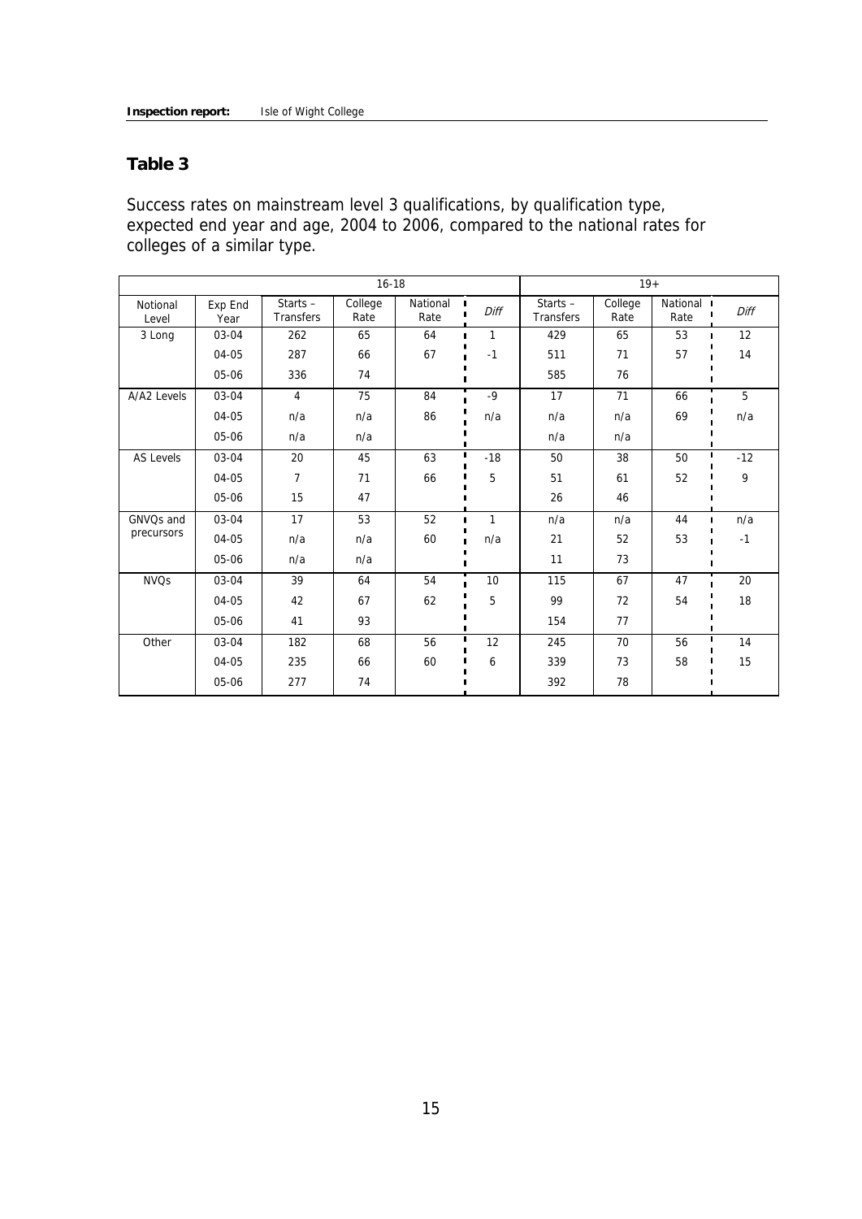## Table 3

Success rates on mainstream level 3 qualifications, by qualification type, expected end year and age, 2004 to 2006, compared to the national rates for colleges of a similar type.

| | | 16-18 | | | | 19+ | | | |
|---|---|---|---|---|---|---|---|---|---|
| Notional Level | Exp End Year | Starts – Transfers | College Rate | National Rate | *Diff* | Starts – Transfers | College Rate | National Rate | *Diff* |
| 3 Long | 03-04 | 262 | 65 | 64 | 1 | 429 | 65 | 53 | 12 |
| | 04-05 | 287 | 66 | 67 | -1 | 511 | 71 | 57 | 14 |
| | 05-06 | 336 | 74 | | | 585 | 76 | | |
| A/A2 Levels | 03-04 | 4 | 75 | 84 | -9 | 17 | 71 | 66 | 5 |
| | 04-05 | n/a | n/a | 86 | n/a | n/a | n/a | 69 | n/a |
| | 05-06 | n/a | n/a | | | n/a | n/a | | |
| AS Levels | 03-04 | 20 | 45 | 63 | -18 | 50 | 38 | 50 | -12 |
| | 04-05 | 7 | 71 | 66 | 5 | 51 | 61 | 52 | 9 |
| | 05-06 | 15 | 47 | | | 26 | 46 | | |
| GNVQs and precursors | 03-04 | 17 | 53 | 52 | 1 | n/a | n/a | 44 | n/a |
| | 04-05 | n/a | n/a | 60 | n/a | 21 | 52 | 53 | -1 |
| | 05-06 | n/a | n/a | | | 11 | 73 | | |
| NVQs | 03-04 | 39 | 64 | 54 | 10 | 115 | 67 | 47 | 20 |
| | 04-05 | 42 | 67 | 62 | 5 | 99 | 72 | 54 | 18 |
| | 05-06 | 41 | 93 | | | 154 | 77 | | |
| Other | 03-04 | 182 | 68 | 56 | 12 | 245 | 70 | 56 | 14 |
| | 04-05 | 235 | 66 | 60 | 6 | 339 | 73 | 58 | 15 |
| | 05-06 | 277 | 74 | | | 392 | 78 | | |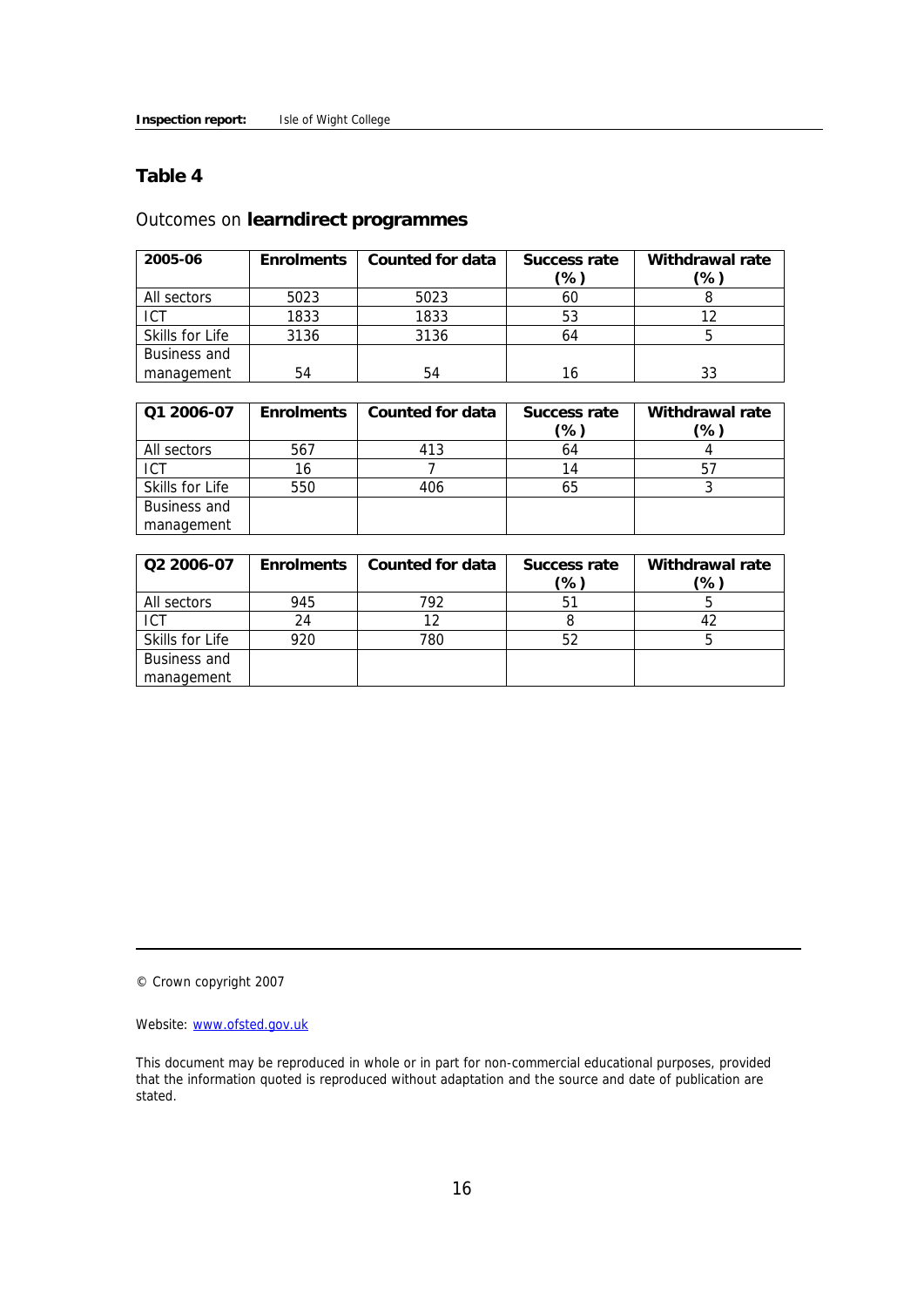## Table 4

Outcomes on **learndirect programmes**

| 2005-06 | Enrolments | Counted for data | Success rate (%) | Withdrawal rate (%) |
|---|---|---|---|---|
| All sectors | 5023 | 5023 | 60 | 8 |
| ICT | 1833 | 1833 | 53 | 12 |
| Skills for Life | 3136 | 3136 | 64 | 5 |
| Business and management | 54 | 54 | 16 | 33 |

| Q1 2006-07 | Enrolments | Counted for data | Success rate (%) | Withdrawal rate (%) |
|---|---|---|---|---|
| All sectors | 567 | 413 | 64 | 4 |
| ICT | 16 | 7 | 14 | 57 |
| Skills for Life | 550 | 406 | 65 | 3 |
| Business and management | | | | |

| Q2 2006-07 | Enrolments | Counted for data | Success rate (%) | Withdrawal rate (%) |
|---|---|---|---|---|
| All sectors | 945 | 792 | 51 | 5 |
| ICT | 24 | 12 | 8 | 42 |
| Skills for Life | 920 | 780 | 52 | 5 |
| Business and management | | | | |

© Crown copyright 2007

Website: www.ofsted.gov.uk

This document may be reproduced in whole or in part for non-commercial educational purposes, provided that the information quoted is reproduced without adaptation and the source and date of publication are stated.